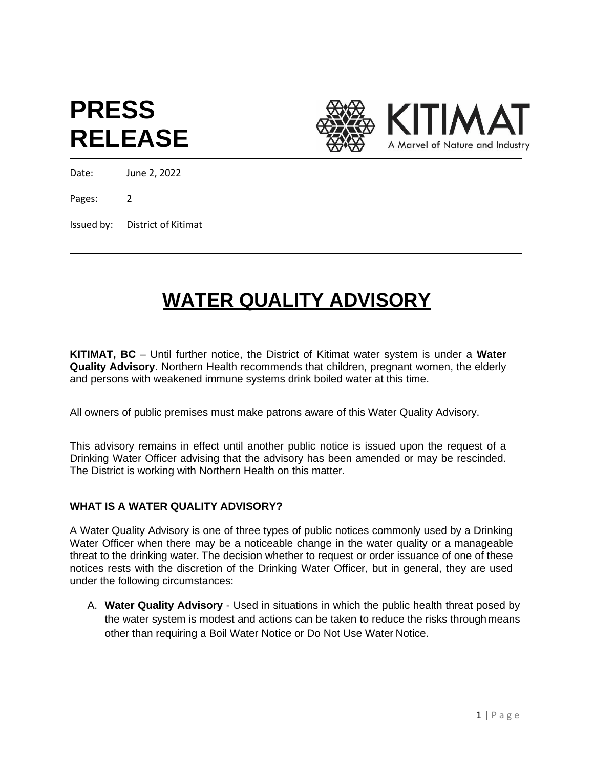# PRESS RELEASE

KITIMAT
A Marvel of Nature and Industry

Date: June 2, 2022

Pages: 2

Issued by: District of Kitimat

---

# WATER QUALITY ADVISORY

**KITIMAT, BC** – Until further notice, the District of Kitimat water system is under a **Water Quality Advisory**. Northern Health recommends that children, pregnant women, the elderly and persons with weakened immune systems drink boiled water at this time.

All owners of public premises must make patrons aware of this Water Quality Advisory.

This advisory remains in effect until another public notice is issued upon the request of a Drinking Water Officer advising that the advisory has been amended or may be rescinded. The District is working with Northern Health on this matter.

### WHAT IS A WATER QUALITY ADVISORY?

A Water Quality Advisory is one of three types of public notices commonly used by a Drinking Water Officer when there may be a noticeable change in the water quality or a manageable threat to the drinking water. The decision whether to request or order issuance of one of these notices rests with the discretion of the Drinking Water Officer, but in general, they are used under the following circumstances:

A. **Water Quality Advisory** - Used in situations in which the public health threat posed by the water system is modest and actions can be taken to reduce the risks through means other than requiring a Boil Water Notice or Do Not Use Water Notice.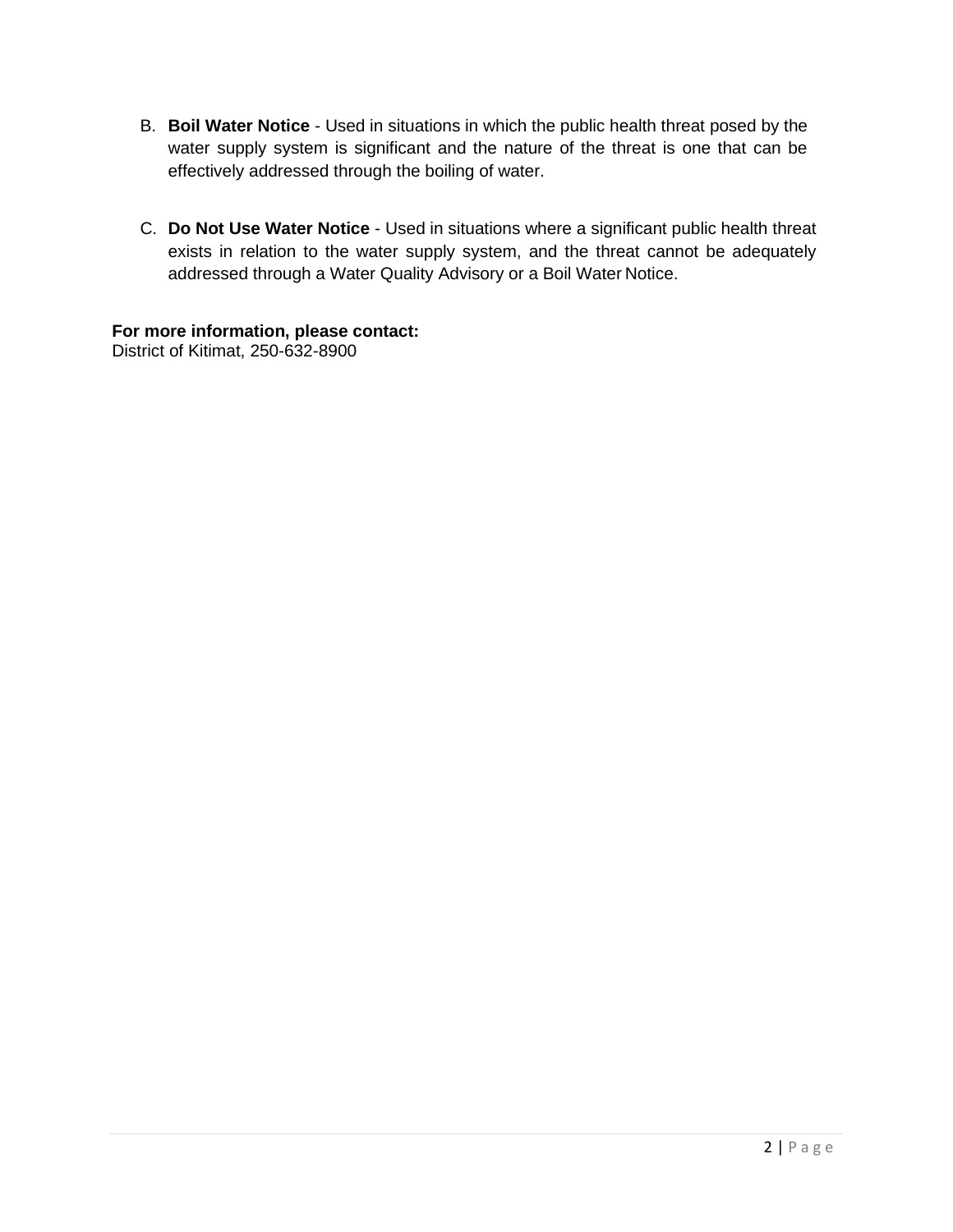B. **Boil Water Notice** - Used in situations in which the public health threat posed by the water supply system is significant and the nature of the threat is one that can be effectively addressed through the boiling of water.

C. **Do Not Use Water Notice** - Used in situations where a significant public health threat exists in relation to the water supply system, and the threat cannot be adequately addressed through a Water Quality Advisory or a Boil Water Notice.

**For more information, please contact:**
District of Kitimat, 250-632-8900